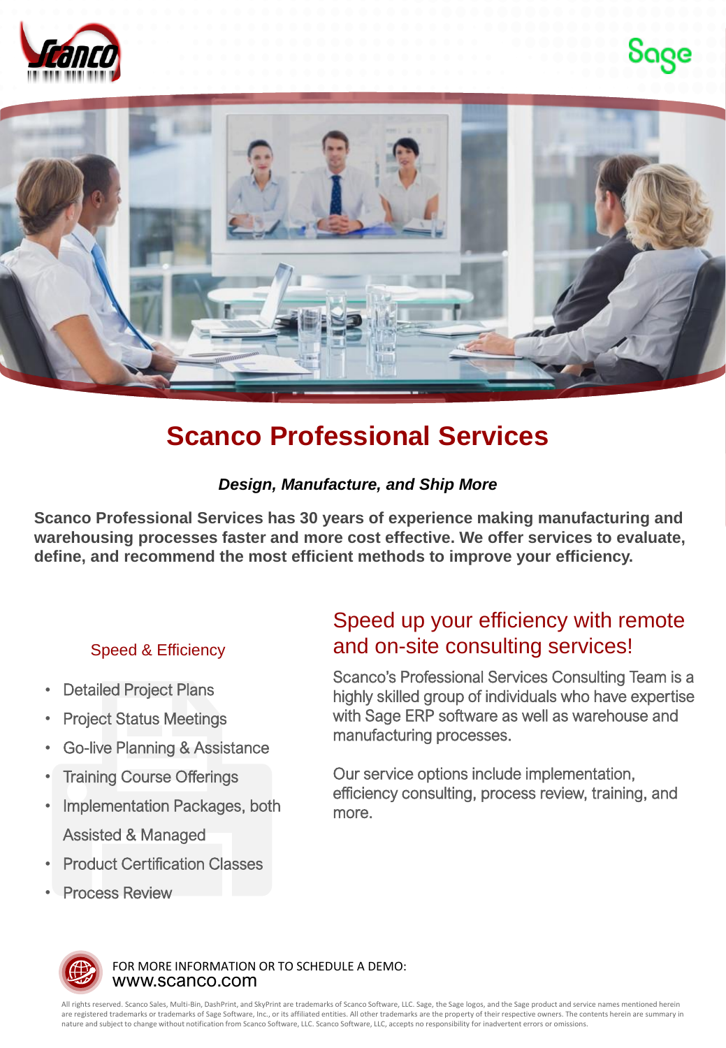# Scanco Professional Services

***Design, Manufacture, and Ship More***

**Scanco Professional Services has 30 years of experience making manufacturing and warehousing processes faster and more cost effective. We offer services to evaluate, define, and recommend the most efficient methods to improve your efficiency.**

## Speed & Efficiency

- Detailed Project Plans
- Project Status Meetings
- Go-live Planning & Assistance
- Training Course Offerings
- Implementation Packages, both Assisted & Managed
- Product Certification Classes
- Process Review

## Speed up your efficiency with remote and on-site consulting services!

Scanco's Professional Services Consulting Team is a highly skilled group of individuals who have expertise with Sage ERP software as well as warehouse and manufacturing processes.

Our service options include implementation, efficiency consulting, process review, training, and more.

FOR MORE INFORMATION OR TO SCHEDULE A DEMO:
www.scanco.com

All rights reserved. Scanco Sales, Multi-Bin, DashPrint, and SkyPrint are trademarks of Scanco Software, LLC. Sage, the Sage logos, and the Sage product and service names mentioned herein are registered trademarks or trademarks of Sage Software, Inc., or its affiliated entities. All other trademarks are the property of their respective owners. The contents herein are summary in nature and subject to change without notification from Scanco Software, LLC. Scanco Software, LLC, accepts no responsibility for inadvertent errors or omissions.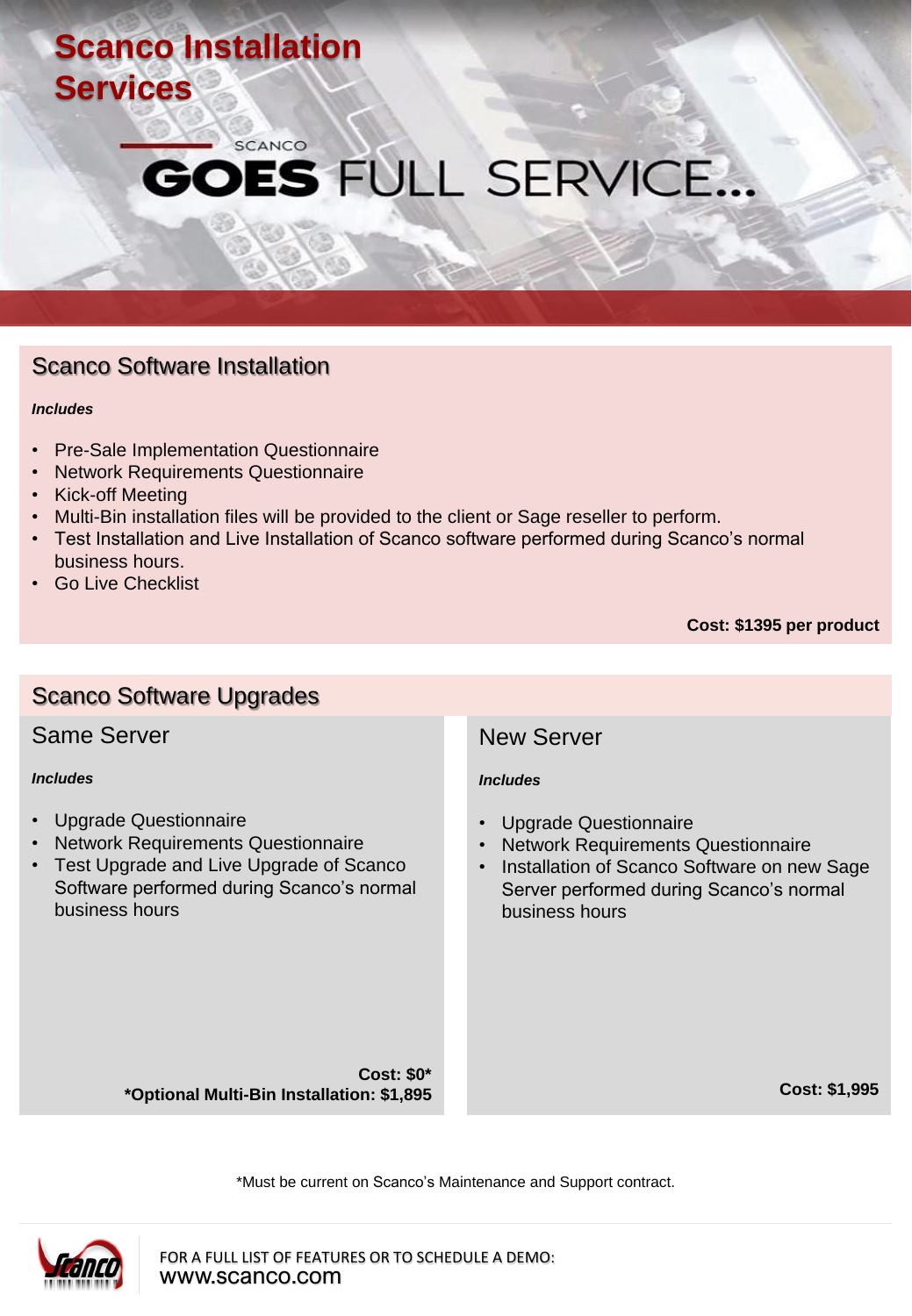# Scanco Installation Services

SCANCO **GOES** FULL SERVICE...

## Scanco Software Installation

***Includes***

- Pre-Sale Implementation Questionnaire
- Network Requirements Questionnaire
- Kick-off Meeting
- Multi-Bin installation files will be provided to the client or Sage reseller to perform.
- Test Installation and Live Installation of Scanco software performed during Scanco's normal business hours.
- Go Live Checklist

**Cost: $1395 per product**

## Scanco Software Upgrades

### Same Server

***Includes***

- Upgrade Questionnaire
- Network Requirements Questionnaire
- Test Upgrade and Live Upgrade of Scanco Software performed during Scanco's normal business hours

**Cost: $0***

***Optional Multi-Bin Installation: $1,895**

### New Server

***Includes***

- Upgrade Questionnaire
- Network Requirements Questionnaire
- Installation of Scanco Software on new Sage Server performed during Scanco's normal business hours

**Cost: $1,995**

*Must be current on Scanco's Maintenance and Support contract.

FOR A FULL LIST OF FEATURES OR TO SCHEDULE A DEMO:
www.scanco.com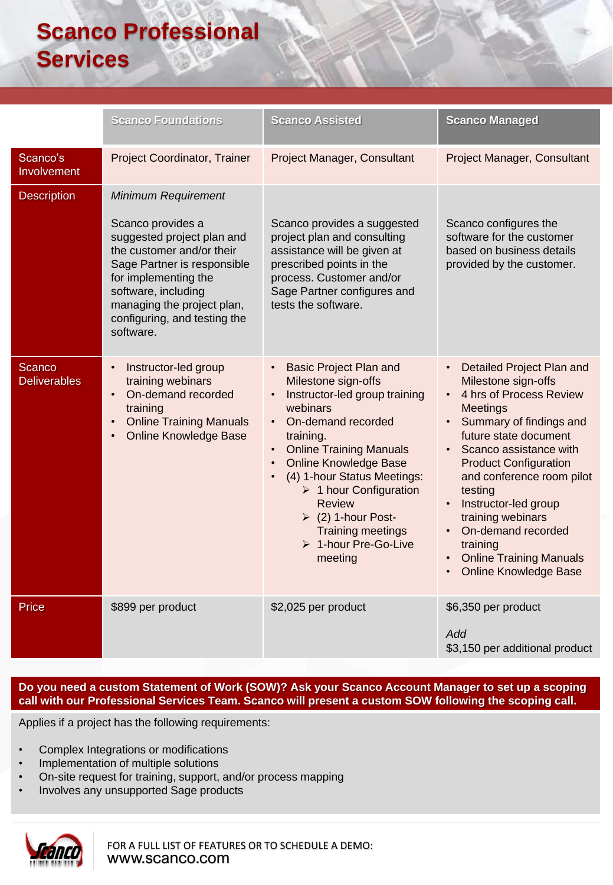# Scanco Professional Services

| | Scanco Foundations | Scanco Assisted | Scanco Managed |
|---|---|---|---|
| Scanco's Involvement | Project Coordinator, Trainer | Project Manager, Consultant | Project Manager, Consultant |
| Description | *Minimum Requirement*<br><br>Scanco provides a suggested project plan and the customer and/or their Sage Partner is responsible for implementing the software, including managing the project plan, configuring, and testing the software. | Scanco provides a suggested project plan and consulting assistance will be given at prescribed points in the process. Customer and/or Sage Partner configures and tests the software. | Scanco configures the software for the customer based on business details provided by the customer. |
| Scanco Deliverables | • Instructor-led group training webinars<br>• On-demand recorded training<br>• Online Training Manuals<br>• Online Knowledge Base | • Basic Project Plan and Milestone sign-offs<br>• Instructor-led group training webinars<br>• On-demand recorded training.<br>• Online Training Manuals<br>• Online Knowledge Base<br>• (4) 1-hour Status Meetings:<br>  ➢ 1 hour Configuration Review<br>  ➢ (2) 1-hour Post-Training meetings<br>  ➢ 1-hour Pre-Go-Live meeting | • Detailed Project Plan and Milestone sign-offs<br>• 4 hrs of Process Review Meetings<br>• Summary of findings and future state document<br>• Scanco assistance with Product Configuration and conference room pilot testing<br>• Instructor-led group training webinars<br>• On-demand recorded training<br>• Online Training Manuals<br>• Online Knowledge Base |
| Price | $899 per product | $2,025 per product | $6,350 per product<br><br>*Add*<br>$3,150 per additional product |

**Do you need a custom Statement of Work (SOW)? Ask your Scanco Account Manager to set up a scoping call with our Professional Services Team. Scanco will present a custom SOW following the scoping call.**

Applies if a project has the following requirements:

- Complex Integrations or modifications
- Implementation of multiple solutions
- On-site request for training, support, and/or process mapping
- Involves any unsupported Sage products

FOR A FULL LIST OF FEATURES OR TO SCHEDULE A DEMO:
www.scanco.com